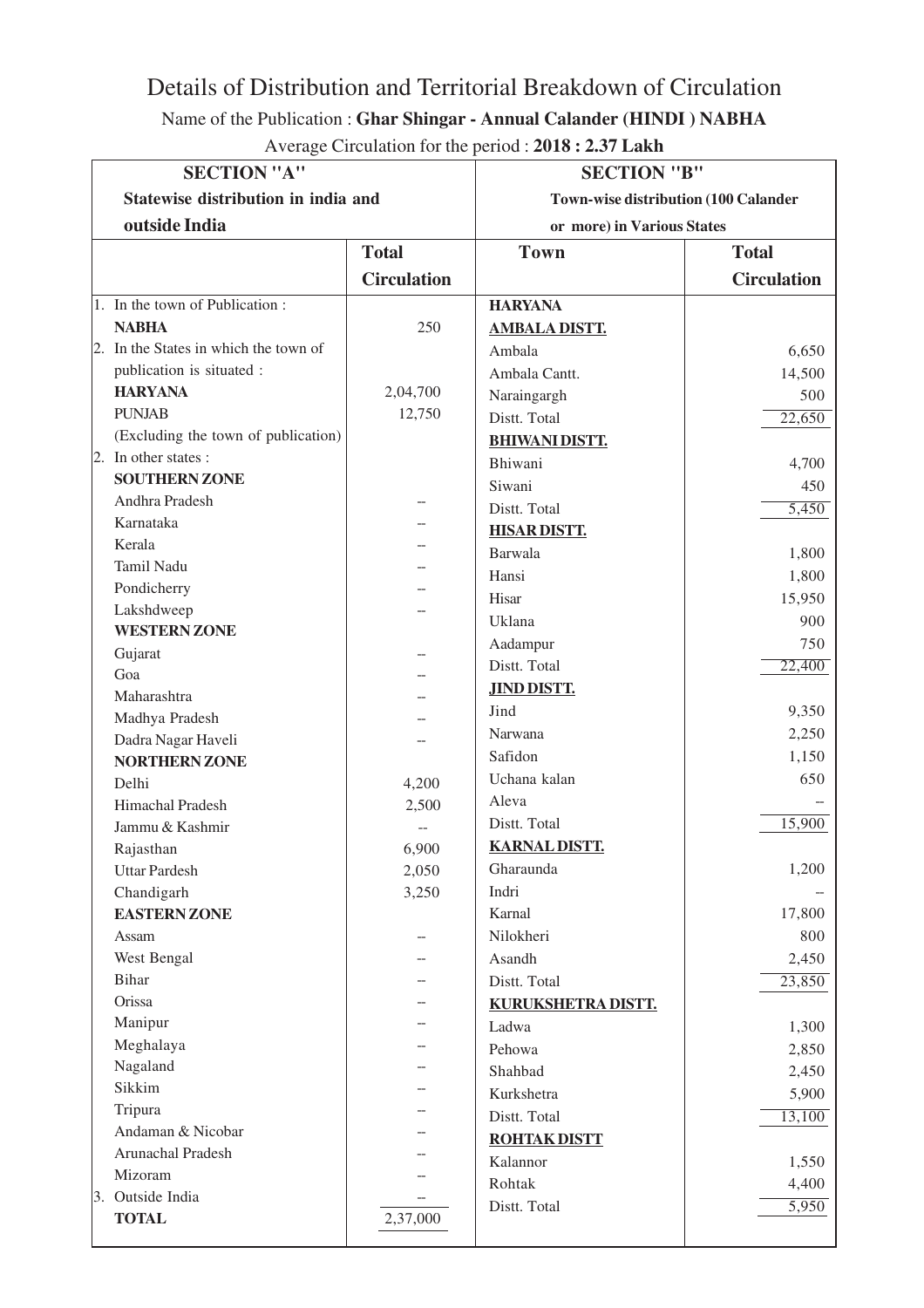# Details of Distribution and Territorial Breakdown of Circulation

Name of the Publication : **Ghar Shingar - Annual Calander (HINDI ) NABHA**

Average Circulation for the period : **2018 : 2.37 Lakh**

| **SECTION "A"** **Statewise distribution in india and outside India** | | **SECTION "B"** **Town-wise distribution (100 Calander or more) in Various States** | |
|---|---|---|---|
| | **Total Circulation** | **Town** | **Total Circulation** |
| 1. In the town of Publication : | | **HARYANA** | |
| **NABHA** | 250 | **AMBALA DISTT.** | |
| 2. In the States in which the town of publication is situated : | | Ambala | 6,650 |
| | | Ambala Cantt. | 14,500 |
| **HARYANA** | 2,04,700 | Naraingargh | 500 |
| **PUNJAB** | 12,750 | Distt. Total | 22,650 |
| (Excluding the town of publication) | | **BHIWANI DISTT.** | |
| 2. In other states : | | Bhiwani | 4,700 |
| **SOUTHERN ZONE** | | Siwani | 450 |
| Andhra Pradesh | -- | Distt. Total | 5,450 |
| Karnataka | -- | **HISAR DISTT.** | |
| Kerala | -- | Barwala | 1,800 |
| Tamil Nadu | -- | Hansi | 1,800 |
| Pondicherry | -- | Hisar | 15,950 |
| Lakshdweep | -- | Uklana | 900 |
| **WESTERN ZONE** | | Aadampur | 750 |
| Gujarat | -- | Distt. Total | 22,400 |
| Goa | -- | **JIND DISTT.** | |
| Maharashtra | -- | Jind | 9,350 |
| Madhya Pradesh | -- | Narwana | 2,250 |
| Dadra Nagar Haveli | -- | Safidon | 1,150 |
| **NORTHERN ZONE** | | Uchana kalan | 650 |
| Delhi | 4,200 | Aleva | -- |
| Himachal Pradesh | 2,500 | Distt. Total | 15,900 |
| Jammu & Kashmir | -- | **KARNAL DISTT.** | |
| Rajasthan | 6,900 | Gharaunda | 1,200 |
| Uttar Pardesh | 2,050 | Indri | -- |
| Chandigarh | 3,250 | Karnal | 17,800 |
| **EASTERN ZONE** | | Nilokheri | 800 |
| Assam | -- | Asandh | 2,450 |
| West Bengal | -- | Distt. Total | 23,850 |
| Bihar | -- | **KURUKSHETRA DISTT.** | |
| Orissa | -- | Ladwa | 1,300 |
| Manipur | -- | Pehowa | 2,850 |
| Meghalaya | -- | Shahbad | 2,450 |
| Nagaland | -- | Kurkshetra | 5,900 |
| Sikkim | -- | Distt. Total | 13,100 |
| Tripura | -- | **ROHTAK DISTT** | |
| Andaman & Nicobar | -- | Kalannor | 1,550 |
| Arunachal Pradesh | -- | Rohtak | 4,400 |
| Mizoram | -- | Distt. Total | 5,950 |
| 3. Outside India | -- | | |
| **TOTAL** | 2,37,000 | | |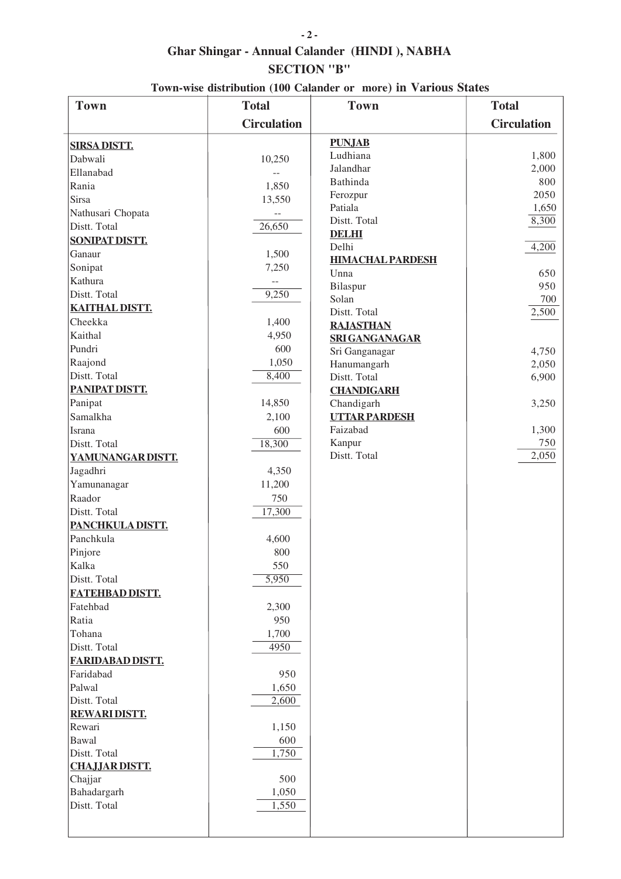# Ghar Shingar - Annual Calander (HINDI ), NABHA

## SECTION "B"

### Town-wise distribution (100 Calander or more) in Various States

| Town | Total Circulation | Town | Total Circulation |
|---|---|---|---|
| **SIRSA DISTT.** | | **PUNJAB** | |
| Dabwali | 10,250 | Ludhiana | 1,800 |
| Ellanabad | -- | Jalandhar | 2,000 |
| Rania | 1,850 | Bathinda | 800 |
| Sirsa | 13,550 | Ferozpur | 2050 |
| Nathusari Chopata | -- | Patiala | 1,650 |
| Distt. Total | 26,650 | Distt. Total | 8,300 |
| **SONIPAT DISTT.** | | **DELHI** | |
| Ganaur | 1,500 | Delhi | 4,200 |
| Sonipat | 7,250 | **HIMACHAL PARDESH** | |
| Kathura | -- | Unna | 650 |
| Distt. Total | 9,250 | Bilaspur | 950 |
| **KAITHAL DISTT.** | | Solan | 700 |
| Cheekka | 1,400 | Distt. Total | 2,500 |
| Kaithal | 4,950 | **RAJASTHAN** | |
| Pundri | 600 | **SRI GANGANAGAR** | |
| Raajond | 1,050 | Sri Ganganagar | 4,750 |
| Distt. Total | 8,400 | Hanumangarh | 2,050 |
| **PANIPAT DISTT.** | | Distt. Total | 6,900 |
| Panipat | 14,850 | **CHANDIGARH** | |
| Samalkha | 2,100 | Chandigarh | 3,250 |
| Israna | 600 | **UTTAR PARDESH** | |
| Distt. Total | 18,300 | Faizabad | 1,300 |
| **YAMUNANGAR DISTT.** | | Kanpur | 750 |
| Jagadhri | 4,350 | Distt. Total | 2,050 |
| Yamunanagar | 11,200 | | |
| Raador | 750 | | |
| Distt. Total | 17,300 | | |
| **PANCHKULA DISTT.** | | | |
| Panchkula | 4,600 | | |
| Pinjore | 800 | | |
| Kalka | 550 | | |
| Distt. Total | 5,950 | | |
| **FATEHBAD DISTT.** | | | |
| Fatehbad | 2,300 | | |
| Ratia | 950 | | |
| Tohana | 1,700 | | |
| Distt. Total | 4950 | | |
| **FARIDABAD DISTT.** | | | |
| Faridabad | 950 | | |
| Palwal | 1,650 | | |
| Distt. Total | 2,600 | | |
| **REWARI DISTT.** | | | |
| Rewari | 1,150 | | |
| Bawal | 600 | | |
| Distt. Total | 1,750 | | |
| **CHAJJAR DISTT.** | | | |
| Chajjar | 500 | | |
| Bahadargarh | 1,050 | | |
| Distt. Total | 1,550 | | |